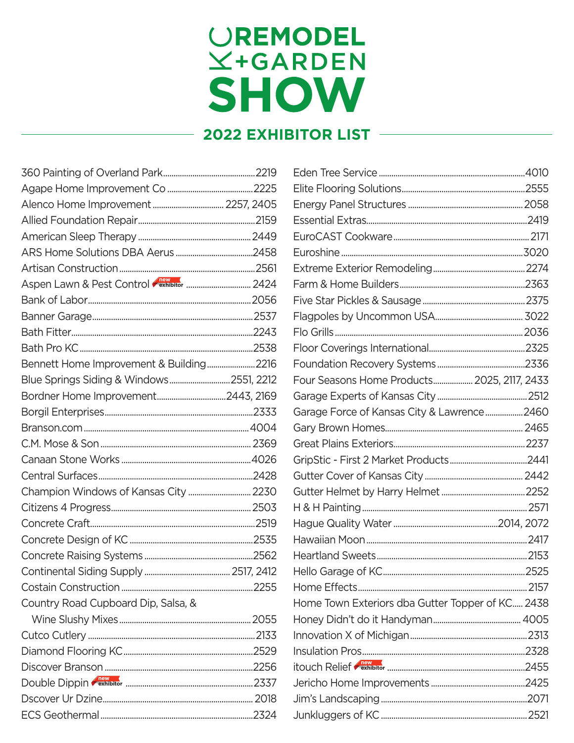# KC REMODEL + GARDEN SHOW

## 2022 EXHIBITOR LIST

360 Painting of Overland Park.....2219
Agape Home Improvement Co.....2225
Alenco Home Improvement.....2257, 2405
Allied Foundation Repair.....2159
American Sleep Therapy.....2449
ARS Home Solutions DBA Aerus.....2458
Artisan Construction.....2561
Aspen Lawn & Pest Control (new exhibitor).....2424
Bank of Labor.....2056
Banner Garage.....2537
Bath Fitter.....2243
Bath Pro KC.....2538
Bennett Home Improvement & Building.....2216
Blue Springs Siding & Windows.....2551, 2212
Bordner Home Improvement.....2443, 2169
Borgil Enterprises.....2333
Branson.com.....4004
C.M. Mose & Son.....2369
Canaan Stone Works.....4026
Central Surfaces.....2428
Champion Windows of Kansas City.....2230
Citizens 4 Progress.....2503
Concrete Craft.....2519
Concrete Design of KC.....2535
Concrete Raising Systems.....2562
Continental Siding Supply.....2517, 2412
Costain Construction.....2255
Country Road Cupboard Dip, Salsa, & Wine Slushy Mixes.....2055
Cutco Cutlery.....2133
Diamond Flooring KC.....2529
Discover Branson.....2256
Double Dippin (new exhibitor).....2337
Dscover Ur Dzine.....2018
ECS Geothermal.....2324
Eden Tree Service.....4010
Elite Flooring Solutions.....2555
Energy Panel Structures.....2058
Essential Extras.....2419
EuroCAST Cookware.....2171
Euroshine.....3020
Extreme Exterior Remodeling.....2274
Farm & Home Builders.....2363
Five Star Pickles & Sausage.....2375
Flagpoles by Uncommon USA.....3022
Flo Grills.....2036
Floor Coverings International.....2325
Foundation Recovery Systems.....2336
Four Seasons Home Products.....2025, 2117, 2433
Garage Experts of Kansas City.....2512
Garage Force of Kansas City & Lawrence.....2460
Gary Brown Homes.....2465
Great Plains Exteriors.....2237
GripStic - First 2 Market Products.....2441
Gutter Cover of Kansas City.....2442
Gutter Helmet by Harry Helmet.....2252
H & H Painting.....2571
Hague Quality Water.....2014, 2072
Hawaiian Moon.....2417
Heartland Sweets.....2153
Hello Garage of KC.....2525
Home Effects.....2157
Home Town Exteriors dba Gutter Topper of KC.....2438
Honey Didn't do it Handyman.....4005
Innovation X of Michigan.....2313
Insulation Pros.....2328
itouch Relief (new exhibitor).....2455
Jericho Home Improvements.....2425
Jim's Landscaping.....2071
Junkluggers of KC.....2521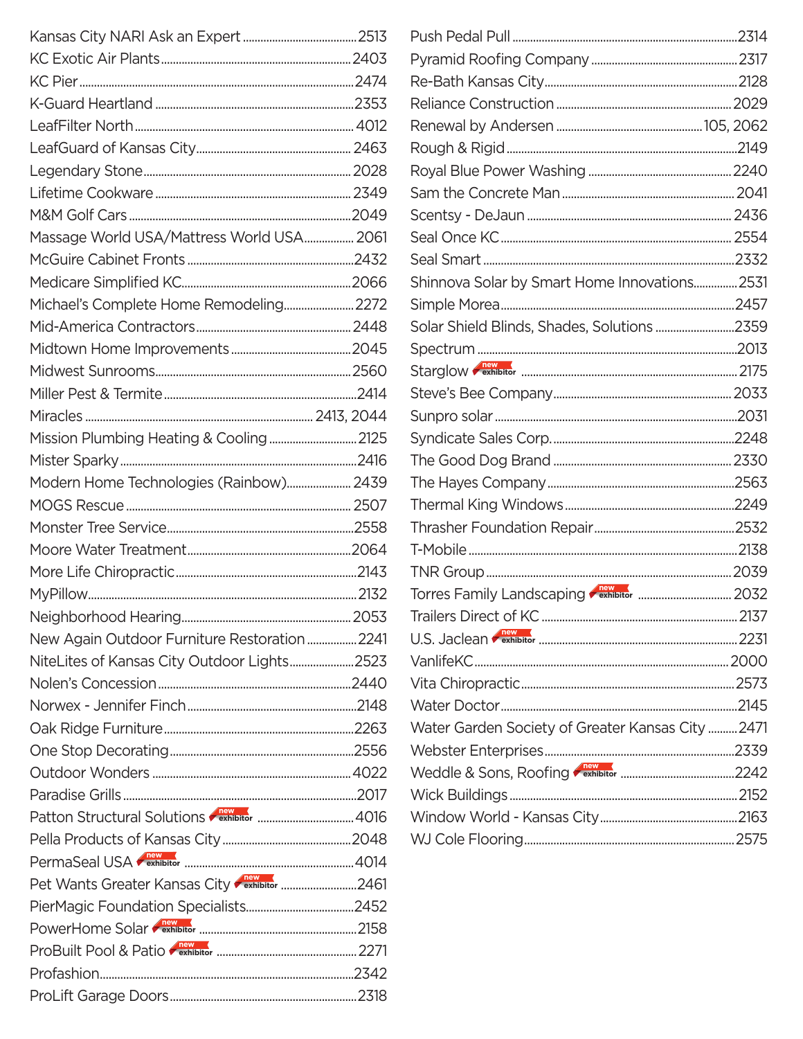Kansas City NARI Ask an Expert ............ 2513
KC Exotic Air Plants ............ 2403
KC Pier ............ 2474
K-Guard Heartland ............ 2353
LeafFilter North ............ 4012
LeafGuard of Kansas City ............ 2463
Legendary Stone ............ 2028
Lifetime Cookware ............ 2349
M&M Golf Cars ............ 2049
Massage World USA/Mattress World USA ............ 2061
McGuire Cabinet Fronts ............ 2432
Medicare Simplified KC ............ 2066
Michael's Complete Home Remodeling ............ 2272
Mid-America Contractors ............ 2448
Midtown Home Improvements ............ 2045
Midwest Sunrooms ............ 2560
Miller Pest & Termite ............ 2414
Miracles ............ 2413, 2044
Mission Plumbing Heating & Cooling ............ 2125
Mister Sparky ............ 2416
Modern Home Technologies (Rainbow) ............ 2439
MOGS Rescue ............ 2507
Monster Tree Service ............ 2558
Moore Water Treatment ............ 2064
More Life Chiropractic ............ 2143
MyPillow ............ 2132
Neighborhood Hearing ............ 2053
New Again Outdoor Furniture Restoration ............ 2241
NiteLites of Kansas City Outdoor Lights ............ 2523
Nolen's Concession ............ 2440
Norwex - Jennifer Finch ............ 2148
Oak Ridge Furniture ............ 2263
One Stop Decorating ............ 2556
Outdoor Wonders ............ 4022
Paradise Grills ............ 2017
Patton Structural Solutions new exhibitor ............ 4016
Pella Products of Kansas City ............ 2048
PermaSeal USA new exhibitor ............ 4014
Pet Wants Greater Kansas City new exhibitor ............ 2461
PierMagic Foundation Specialists ............ 2452
PowerHome Solar new exhibitor ............ 2158
ProBuilt Pool & Patio new exhibitor ............ 2271
Profashion ............ 2342
ProLift Garage Doors ............ 2318
Push Pedal Pull ............ 2314
Pyramid Roofing Company ............ 2317
Re-Bath Kansas City ............ 2128
Reliance Construction ............ 2029
Renewal by Andersen ............ 105, 2062
Rough & Rigid ............ 2149
Royal Blue Power Washing ............ 2240
Sam the Concrete Man ............ 2041
Scentsy - DeJaun ............ 2436
Seal Once KC ............ 2554
Seal Smart ............ 2332
Shinnova Solar by Smart Home Innovations ............ 2531
Simple Morea ............ 2457
Solar Shield Blinds, Shades, Solutions ............ 2359
Spectrum ............ 2013
Starglow new exhibitor ............ 2175
Steve's Bee Company ............ 2033
Sunpro solar ............ 2031
Syndicate Sales Corp. ............ 2248
The Good Dog Brand ............ 2330
The Hayes Company ............ 2563
Thermal King Windows ............ 2249
Thrasher Foundation Repair ............ 2532
T-Mobile ............ 2138
TNR Group ............ 2039
Torres Family Landscaping new exhibitor ............ 2032
Trailers Direct of KC ............ 2137
U.S. Jaclean new exhibitor ............ 2231
VanlifeKC ............ 2000
Vita Chiropractic ............ 2573
Water Doctor ............ 2145
Water Garden Society of Greater Kansas City ............ 2471
Webster Enterprises ............ 2339
Weddle & Sons, Roofing new exhibitor ............ 2242
Wick Buildings ............ 2152
Window World - Kansas City ............ 2163
WJ Cole Flooring ............ 2575